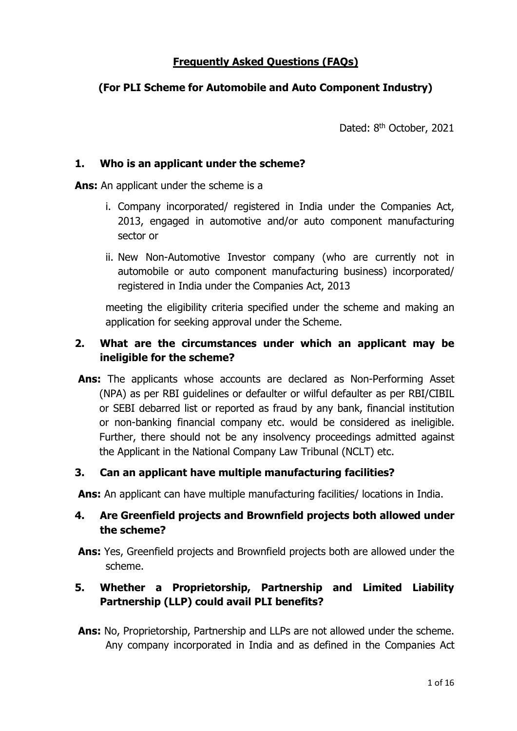# Frequently Asked Questions (FAQs)

## (For PLI Scheme for Automobile and Auto Component Industry)

Dated: 8th October, 2021

### 1. Who is an applicant under the scheme?

**Ans:** An applicant under the scheme is a

i. Company incorporated/ registered in India under the Companies Act, 2013, engaged in automotive and/or auto component manufacturing sector or

ii. New Non-Automotive Investor company (who are currently not in automobile or auto component manufacturing business) incorporated/ registered in India under the Companies Act, 2013

meeting the eligibility criteria specified under the scheme and making an application for seeking approval under the Scheme.

### 2. What are the circumstances under which an applicant may be ineligible for the scheme?

**Ans:** The applicants whose accounts are declared as Non-Performing Asset (NPA) as per RBI guidelines or defaulter or wilful defaulter as per RBI/CIBIL or SEBI debarred list or reported as fraud by any bank, financial institution or non-banking financial company etc. would be considered as ineligible. Further, there should not be any insolvency proceedings admitted against the Applicant in the National Company Law Tribunal (NCLT) etc.

### 3. Can an applicant have multiple manufacturing facilities?

**Ans:** An applicant can have multiple manufacturing facilities/ locations in India.

### 4. Are Greenfield projects and Brownfield projects both allowed under the scheme?

**Ans:** Yes, Greenfield projects and Brownfield projects both are allowed under the scheme.

### 5. Whether a Proprietorship, Partnership and Limited Liability Partnership (LLP) could avail PLI benefits?

**Ans:** No, Proprietorship, Partnership and LLPs are not allowed under the scheme. Any company incorporated in India and as defined in the Companies Act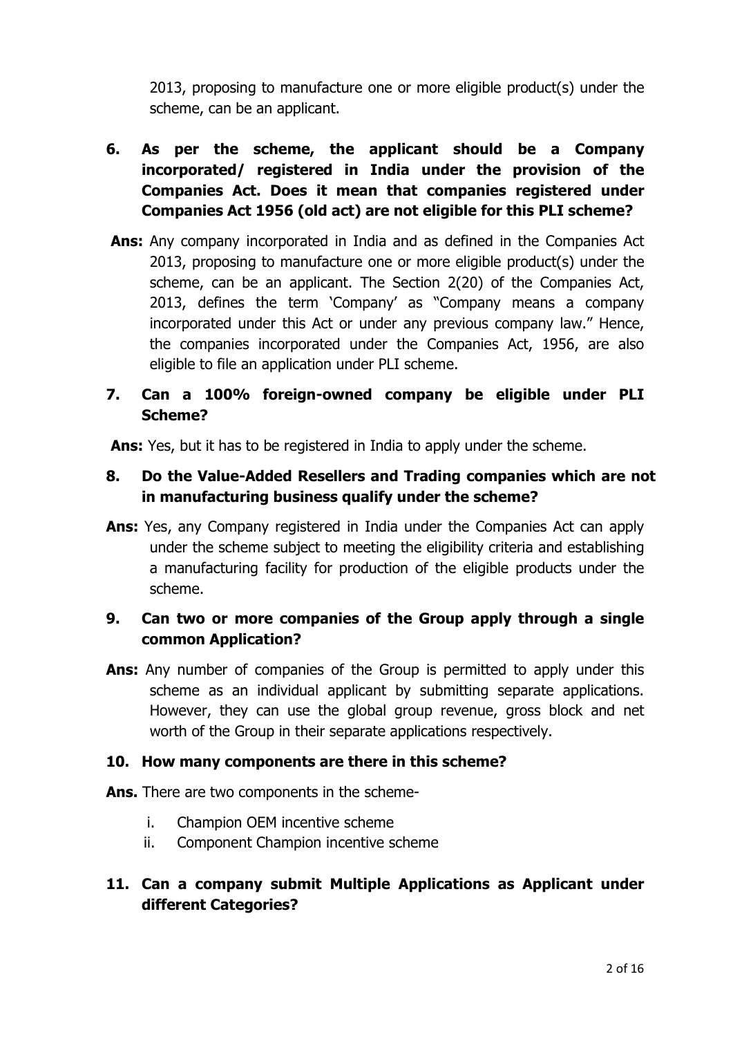2013, proposing to manufacture one or more eligible product(s) under the scheme, can be an applicant.

6. **As per the scheme, the applicant should be a Company incorporated/ registered in India under the provision of the Companies Act. Does it mean that companies registered under Companies Act 1956 (old act) are not eligible for this PLI scheme?**

**Ans:** Any company incorporated in India and as defined in the Companies Act 2013, proposing to manufacture one or more eligible product(s) under the scheme, can be an applicant. The Section 2(20) of the Companies Act, 2013, defines the term 'Company' as "Company means a company incorporated under this Act or under any previous company law." Hence, the companies incorporated under the Companies Act, 1956, are also eligible to file an application under PLI scheme.

7. **Can a 100% foreign-owned company be eligible under PLI Scheme?**

**Ans:** Yes, but it has to be registered in India to apply under the scheme.

8. **Do the Value-Added Resellers and Trading companies which are not in manufacturing business qualify under the scheme?**

**Ans:** Yes, any Company registered in India under the Companies Act can apply under the scheme subject to meeting the eligibility criteria and establishing a manufacturing facility for production of the eligible products under the scheme.

9. **Can two or more companies of the Group apply through a single common Application?**

**Ans:** Any number of companies of the Group is permitted to apply under this scheme as an individual applicant by submitting separate applications. However, they can use the global group revenue, gross block and net worth of the Group in their separate applications respectively.

10. **How many components are there in this scheme?**

**Ans.** There are two components in the scheme-

   i. Champion OEM incentive scheme
   ii. Component Champion incentive scheme

11. **Can a company submit Multiple Applications as Applicant under different Categories?**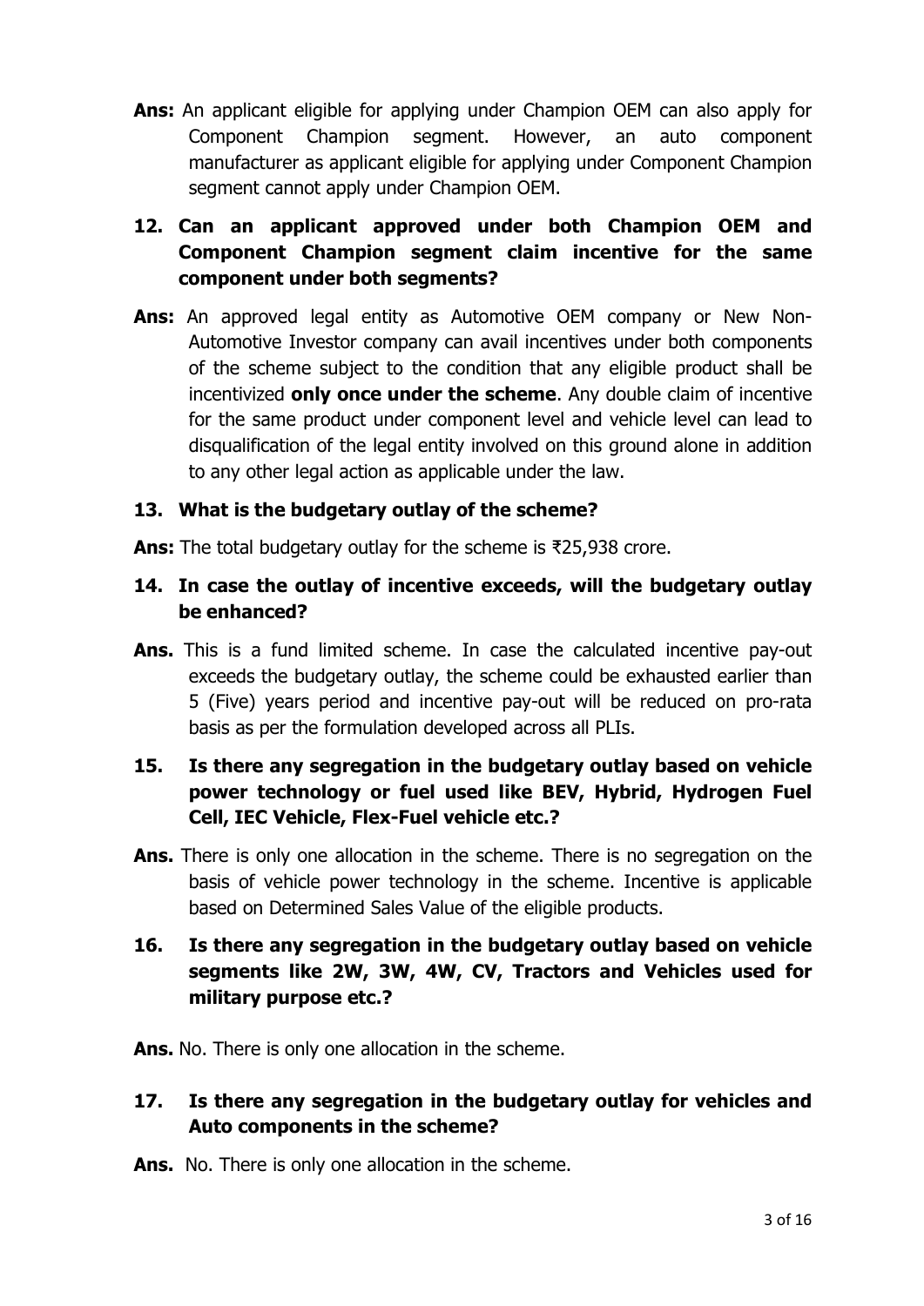**Ans:** An applicant eligible for applying under Champion OEM can also apply for Component Champion segment. However, an auto component manufacturer as applicant eligible for applying under Component Champion segment cannot apply under Champion OEM.

**12. Can an applicant approved under both Champion OEM and Component Champion segment claim incentive for the same component under both segments?**

**Ans:** An approved legal entity as Automotive OEM company or New Non-Automotive Investor company can avail incentives under both components of the scheme subject to the condition that any eligible product shall be incentivized **only once under the scheme**. Any double claim of incentive for the same product under component level and vehicle level can lead to disqualification of the legal entity involved on this ground alone in addition to any other legal action as applicable under the law.

**13. What is the budgetary outlay of the scheme?**

**Ans:** The total budgetary outlay for the scheme is ₹25,938 crore.

**14. In case the outlay of incentive exceeds, will the budgetary outlay be enhanced?**

**Ans.** This is a fund limited scheme. In case the calculated incentive pay-out exceeds the budgetary outlay, the scheme could be exhausted earlier than 5 (Five) years period and incentive pay-out will be reduced on pro-rata basis as per the formulation developed across all PLIs.

**15. Is there any segregation in the budgetary outlay based on vehicle power technology or fuel used like BEV, Hybrid, Hydrogen Fuel Cell, IEC Vehicle, Flex-Fuel vehicle etc.?**

**Ans.** There is only one allocation in the scheme. There is no segregation on the basis of vehicle power technology in the scheme. Incentive is applicable based on Determined Sales Value of the eligible products.

**16. Is there any segregation in the budgetary outlay based on vehicle segments like 2W, 3W, 4W, CV, Tractors and Vehicles used for military purpose etc.?**

**Ans.** No. There is only one allocation in the scheme.

**17. Is there any segregation in the budgetary outlay for vehicles and Auto components in the scheme?**

**Ans.** No. There is only one allocation in the scheme.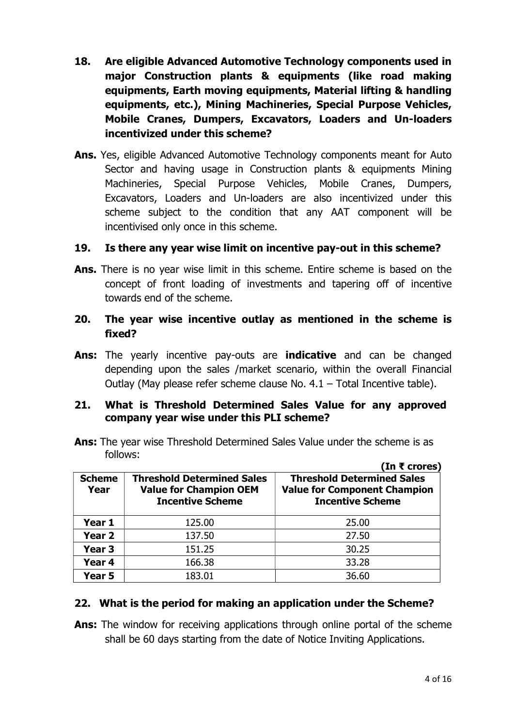**18. Are eligible Advanced Automotive Technology components used in major Construction plants & equipments (like road making equipments, Earth moving equipments, Material lifting & handling equipments, etc.), Mining Machineries, Special Purpose Vehicles, Mobile Cranes, Dumpers, Excavators, Loaders and Un-loaders incentivized under this scheme?**

**Ans.** Yes, eligible Advanced Automotive Technology components meant for Auto Sector and having usage in Construction plants & equipments Mining Machineries, Special Purpose Vehicles, Mobile Cranes, Dumpers, Excavators, Loaders and Un-loaders are also incentivized under this scheme subject to the condition that any AAT component will be incentivised only once in this scheme.

**19. Is there any year wise limit on incentive pay-out in this scheme?**

**Ans.** There is no year wise limit in this scheme. Entire scheme is based on the concept of front loading of investments and tapering off of incentive towards end of the scheme.

**20. The year wise incentive outlay as mentioned in the scheme is fixed?**

**Ans:** The yearly incentive pay-outs are **indicative** and can be changed depending upon the sales /market scenario, within the overall Financial Outlay (May please refer scheme clause No. 4.1 – Total Incentive table).

**21. What is Threshold Determined Sales Value for any approved company year wise under this PLI scheme?**

**Ans:** The year wise Threshold Determined Sales Value under the scheme is as follows:

**(In ₹ crores)**

| Scheme Year | Threshold Determined Sales Value for Champion OEM Incentive Scheme | Threshold Determined Sales Value for Component Champion Incentive Scheme |
|---|---|---|
| Year 1 | 125.00 | 25.00 |
| Year 2 | 137.50 | 27.50 |
| Year 3 | 151.25 | 30.25 |
| Year 4 | 166.38 | 33.28 |
| Year 5 | 183.01 | 36.60 |

**22. What is the period for making an application under the Scheme?**

**Ans:** The window for receiving applications through online portal of the scheme shall be 60 days starting from the date of Notice Inviting Applications.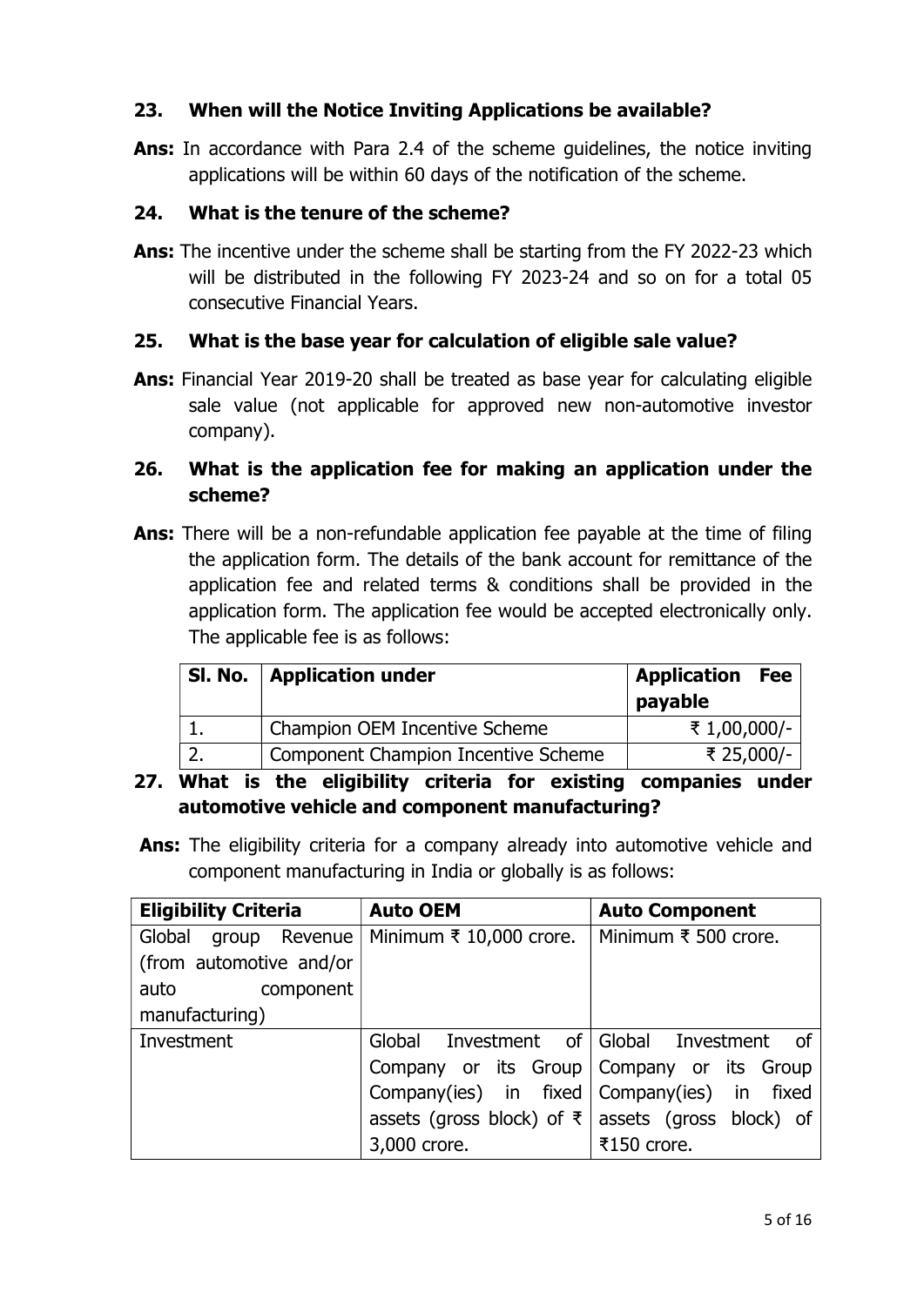### 23. When will the Notice Inviting Applications be available?

**Ans:** In accordance with Para 2.4 of the scheme guidelines, the notice inviting applications will be within 60 days of the notification of the scheme.

### 24. What is the tenure of the scheme?

**Ans:** The incentive under the scheme shall be starting from the FY 2022-23 which will be distributed in the following FY 2023-24 and so on for a total 05 consecutive Financial Years.

### 25. What is the base year for calculation of eligible sale value?

**Ans:** Financial Year 2019-20 shall be treated as base year for calculating eligible sale value (not applicable for approved new non-automotive investor company).

### 26. What is the application fee for making an application under the scheme?

**Ans:** There will be a non-refundable application fee payable at the time of filing the application form. The details of the bank account for remittance of the application fee and related terms & conditions shall be provided in the application form. The application fee would be accepted electronically only. The applicable fee is as follows:

| Sl. No. | Application under | Application Fee payable |
|---|---|---|
| 1. | Champion OEM Incentive Scheme | ₹ 1,00,000/- |
| 2. | Component Champion Incentive Scheme | ₹ 25,000/- |

### 27. What is the eligibility criteria for existing companies under automotive vehicle and component manufacturing?

**Ans:** The eligibility criteria for a company already into automotive vehicle and component manufacturing in India or globally is as follows:

| Eligibility Criteria | Auto OEM | Auto Component |
|---|---|---|
| Global group Revenue (from automotive and/or auto component manufacturing) | Minimum ₹ 10,000 crore. | Minimum ₹ 500 crore. |
| Investment | Global Investment of Company or its Group Company(ies) in fixed assets (gross block) of ₹ 3,000 crore. | Global Investment of Company or its Group Company(ies) in fixed assets (gross block) of ₹150 crore. |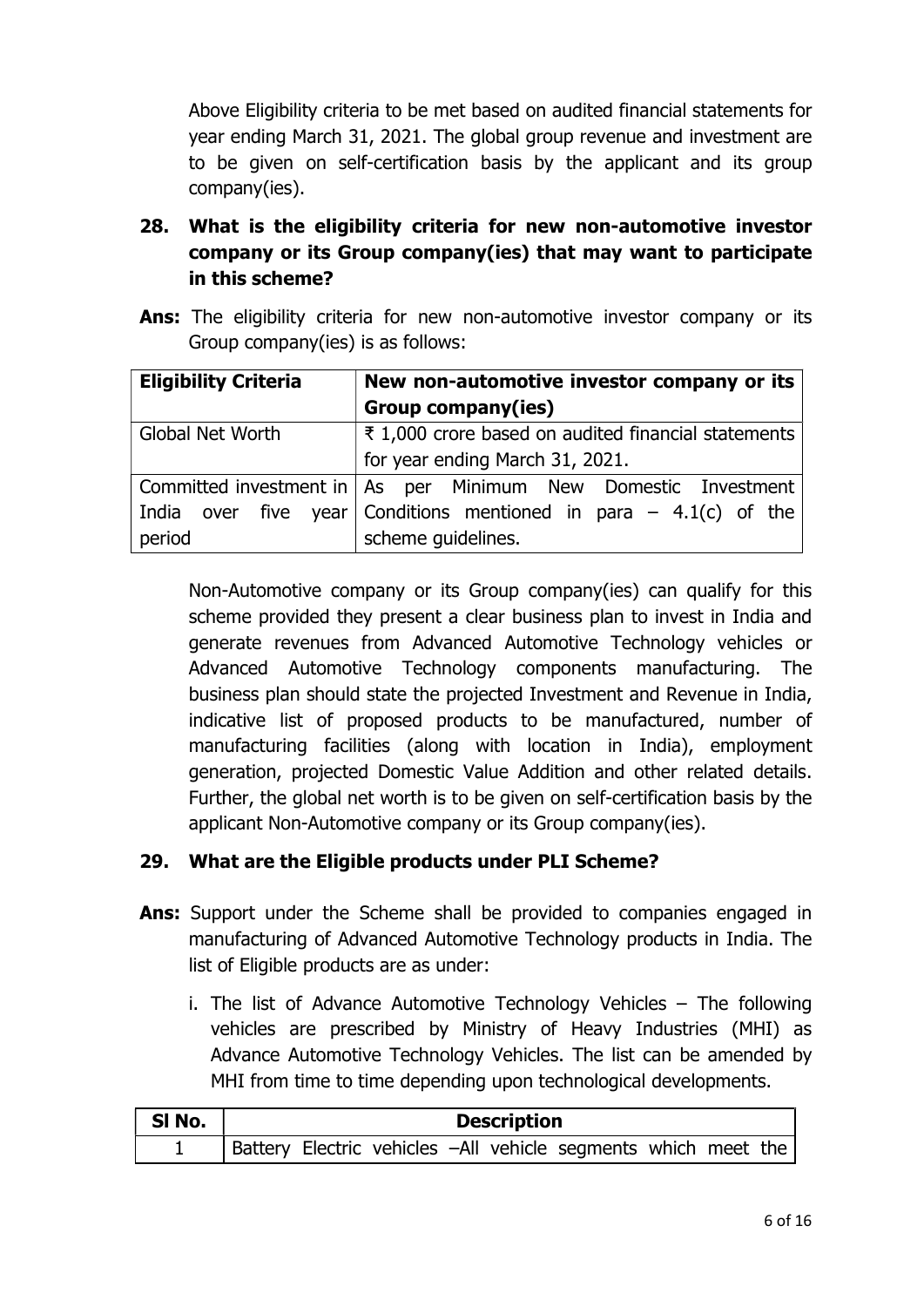Above Eligibility criteria to be met based on audited financial statements for year ending March 31, 2021. The global group revenue and investment are to be given on self-certification basis by the applicant and its group company(ies).

**28. What is the eligibility criteria for new non-automotive investor company or its Group company(ies) that may want to participate in this scheme?**

**Ans:** The eligibility criteria for new non-automotive investor company or its Group company(ies) is as follows:

| **Eligibility Criteria** | **New non-automotive investor company or its Group company(ies)** |
|---|---|
| Global Net Worth | ₹ 1,000 crore based on audited financial statements for year ending March 31, 2021. |
| Committed investment in India over five year period | As per Minimum New Domestic Investment Conditions mentioned in para – 4.1(c) of the scheme guidelines. |

Non-Automotive company or its Group company(ies) can qualify for this scheme provided they present a clear business plan to invest in India and generate revenues from Advanced Automotive Technology vehicles or Advanced Automotive Technology components manufacturing. The business plan should state the projected Investment and Revenue in India, indicative list of proposed products to be manufactured, number of manufacturing facilities (along with location in India), employment generation, projected Domestic Value Addition and other related details. Further, the global net worth is to be given on self-certification basis by the applicant Non-Automotive company or its Group company(ies).

**29. What are the Eligible products under PLI Scheme?**

**Ans:** Support under the Scheme shall be provided to companies engaged in manufacturing of Advanced Automotive Technology products in India. The list of Eligible products are as under:

i. The list of Advance Automotive Technology Vehicles – The following vehicles are prescribed by Ministry of Heavy Industries (MHI) as Advance Automotive Technology Vehicles. The list can be amended by MHI from time to time depending upon technological developments.

| **Sl No.** | **Description** |
|---|---|
| 1 | Battery Electric vehicles –All vehicle segments which meet the |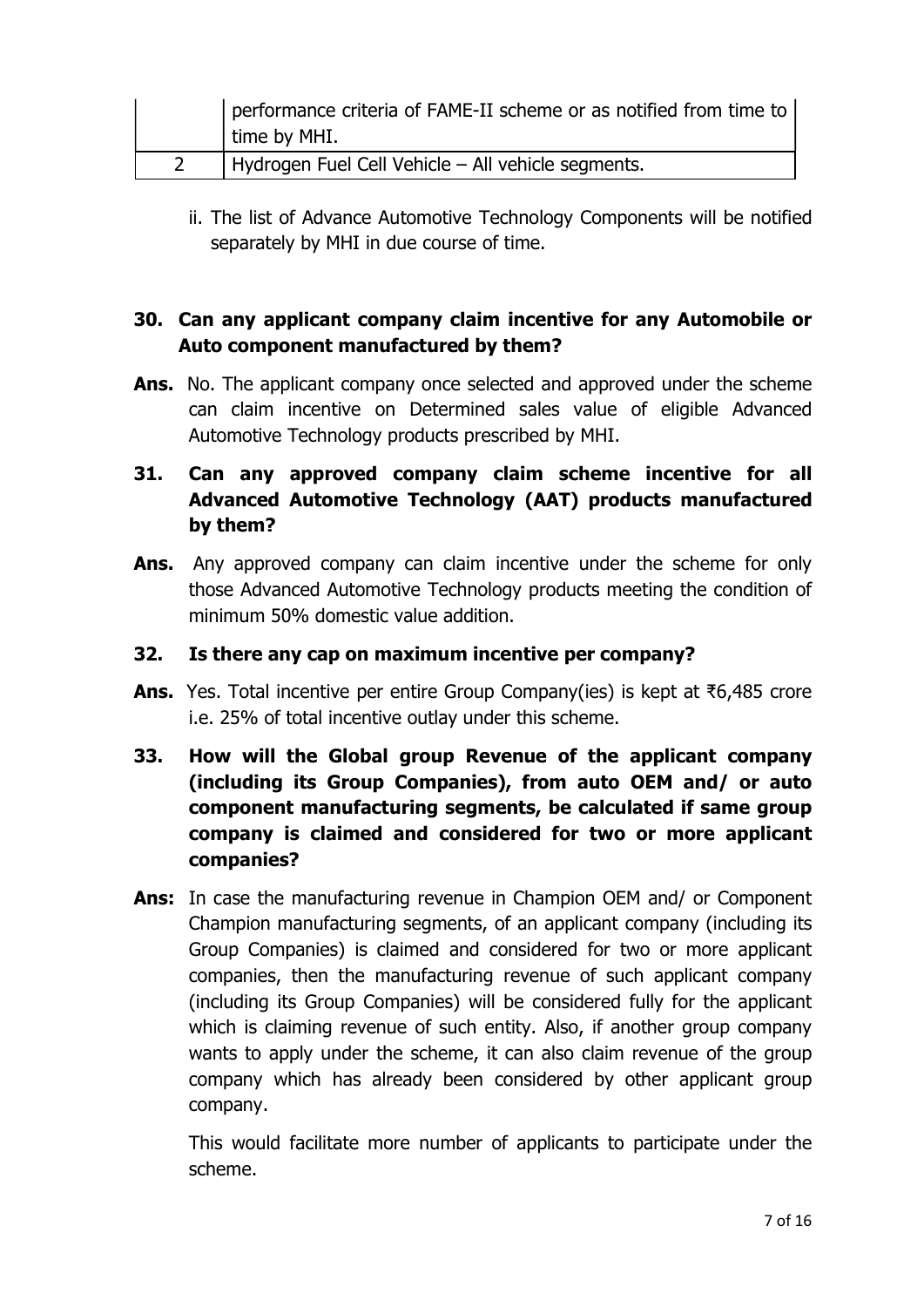| | |
|---|---|
| | performance criteria of FAME-II scheme or as notified from time to time by MHI. |
| 2 | Hydrogen Fuel Cell Vehicle – All vehicle segments. |

ii. The list of Advance Automotive Technology Components will be notified separately by MHI in due course of time.

**30. Can any applicant company claim incentive for any Automobile or Auto component manufactured by them?**

**Ans.** No. The applicant company once selected and approved under the scheme can claim incentive on Determined sales value of eligible Advanced Automotive Technology products prescribed by MHI.

**31. Can any approved company claim scheme incentive for all Advanced Automotive Technology (AAT) products manufactured by them?**

**Ans.** Any approved company can claim incentive under the scheme for only those Advanced Automotive Technology products meeting the condition of minimum 50% domestic value addition.

**32. Is there any cap on maximum incentive per company?**

**Ans.** Yes. Total incentive per entire Group Company(ies) is kept at ₹6,485 crore i.e. 25% of total incentive outlay under this scheme.

**33. How will the Global group Revenue of the applicant company (including its Group Companies), from auto OEM and/ or auto component manufacturing segments, be calculated if same group company is claimed and considered for two or more applicant companies?**

**Ans:** In case the manufacturing revenue in Champion OEM and/ or Component Champion manufacturing segments, of an applicant company (including its Group Companies) is claimed and considered for two or more applicant companies, then the manufacturing revenue of such applicant company (including its Group Companies) will be considered fully for the applicant which is claiming revenue of such entity. Also, if another group company wants to apply under the scheme, it can also claim revenue of the group company which has already been considered by other applicant group company.

This would facilitate more number of applicants to participate under the scheme.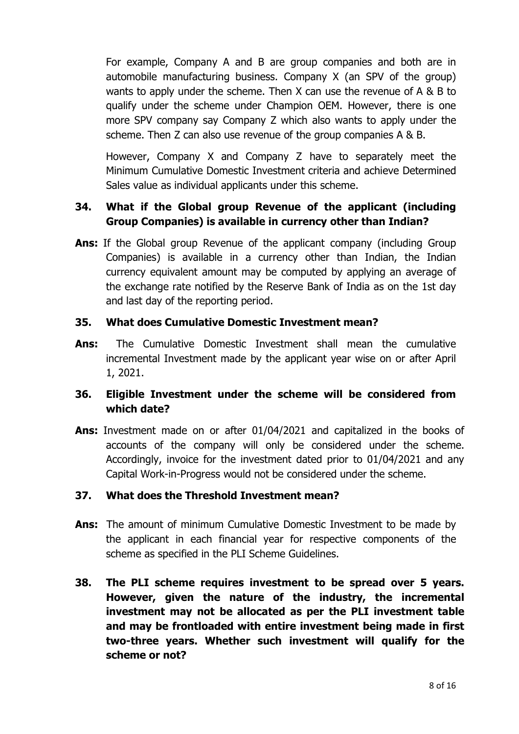For example, Company A and B are group companies and both are in automobile manufacturing business. Company X (an SPV of the group) wants to apply under the scheme. Then X can use the revenue of A & B to qualify under the scheme under Champion OEM. However, there is one more SPV company say Company Z which also wants to apply under the scheme. Then Z can also use revenue of the group companies A & B.

However, Company X and Company Z have to separately meet the Minimum Cumulative Domestic Investment criteria and achieve Determined Sales value as individual applicants under this scheme.

**34. What if the Global group Revenue of the applicant (including Group Companies) is available in currency other than Indian?**

**Ans:** If the Global group Revenue of the applicant company (including Group Companies) is available in a currency other than Indian, the Indian currency equivalent amount may be computed by applying an average of the exchange rate notified by the Reserve Bank of India as on the 1st day and last day of the reporting period.

**35. What does Cumulative Domestic Investment mean?**

**Ans:** The Cumulative Domestic Investment shall mean the cumulative incremental Investment made by the applicant year wise on or after April 1, 2021.

**36. Eligible Investment under the scheme will be considered from which date?**

**Ans:** Investment made on or after 01/04/2021 and capitalized in the books of accounts of the company will only be considered under the scheme. Accordingly, invoice for the investment dated prior to 01/04/2021 and any Capital Work-in-Progress would not be considered under the scheme.

**37. What does the Threshold Investment mean?**

**Ans:** The amount of minimum Cumulative Domestic Investment to be made by the applicant in each financial year for respective components of the scheme as specified in the PLI Scheme Guidelines.

**38. The PLI scheme requires investment to be spread over 5 years. However, given the nature of the industry, the incremental investment may not be allocated as per the PLI investment table and may be frontloaded with entire investment being made in first two-three years. Whether such investment will qualify for the scheme or not?**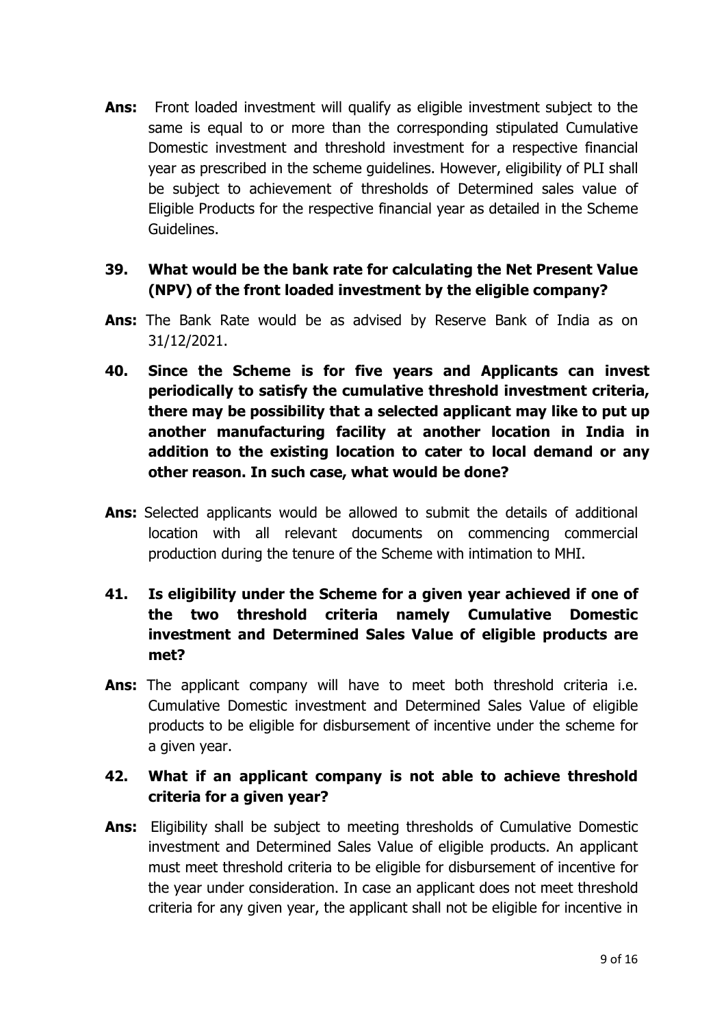**Ans:** Front loaded investment will qualify as eligible investment subject to the same is equal to or more than the corresponding stipulated Cumulative Domestic investment and threshold investment for a respective financial year as prescribed in the scheme guidelines. However, eligibility of PLI shall be subject to achievement of thresholds of Determined sales value of Eligible Products for the respective financial year as detailed in the Scheme Guidelines.

**39. What would be the bank rate for calculating the Net Present Value (NPV) of the front loaded investment by the eligible company?**

**Ans:** The Bank Rate would be as advised by Reserve Bank of India as on 31/12/2021.

**40. Since the Scheme is for five years and Applicants can invest periodically to satisfy the cumulative threshold investment criteria, there may be possibility that a selected applicant may like to put up another manufacturing facility at another location in India in addition to the existing location to cater to local demand or any other reason. In such case, what would be done?**

**Ans:** Selected applicants would be allowed to submit the details of additional location with all relevant documents on commencing commercial production during the tenure of the Scheme with intimation to MHI.

**41. Is eligibility under the Scheme for a given year achieved if one of the two threshold criteria namely Cumulative Domestic investment and Determined Sales Value of eligible products are met?**

**Ans:** The applicant company will have to meet both threshold criteria i.e. Cumulative Domestic investment and Determined Sales Value of eligible products to be eligible for disbursement of incentive under the scheme for a given year.

**42. What if an applicant company is not able to achieve threshold criteria for a given year?**

**Ans:** Eligibility shall be subject to meeting thresholds of Cumulative Domestic investment and Determined Sales Value of eligible products. An applicant must meet threshold criteria to be eligible for disbursement of incentive for the year under consideration. In case an applicant does not meet threshold criteria for any given year, the applicant shall not be eligible for incentive in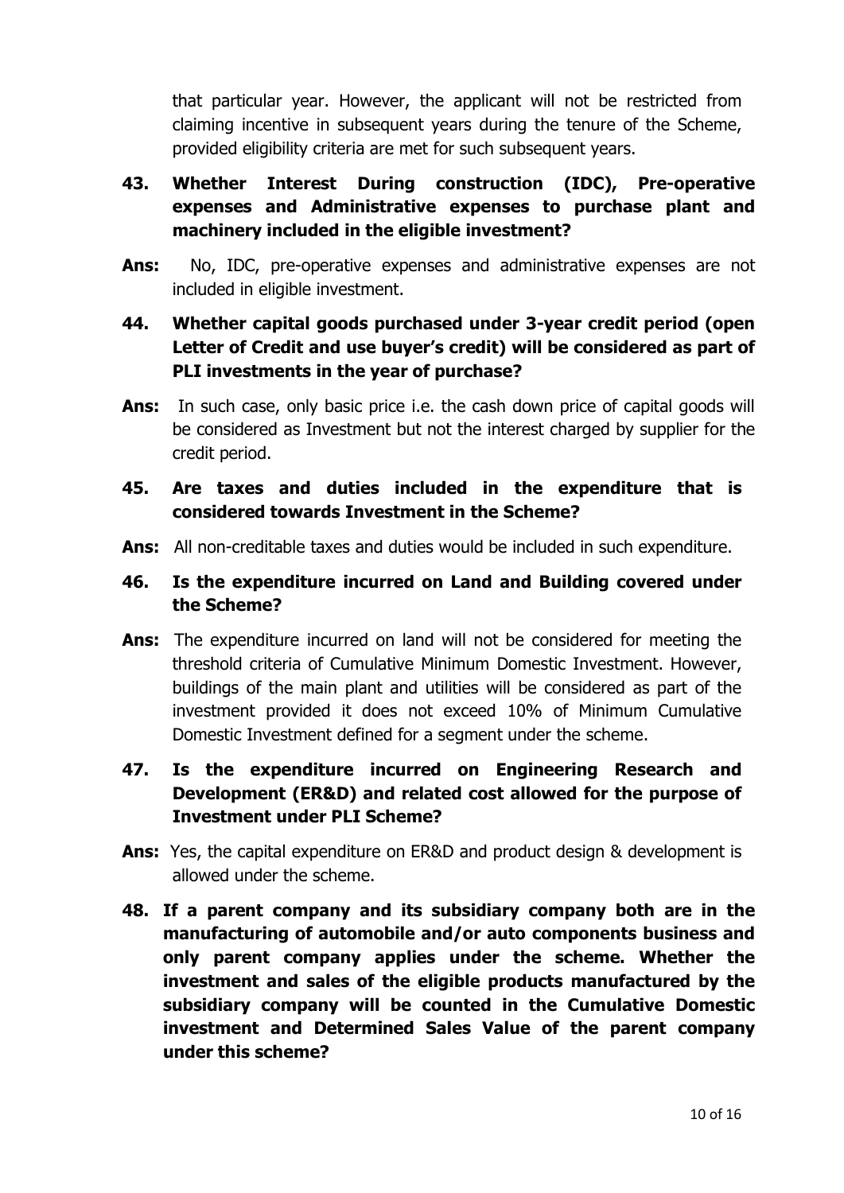that particular year. However, the applicant will not be restricted from claiming incentive in subsequent years during the tenure of the Scheme, provided eligibility criteria are met for such subsequent years.

**43. Whether Interest During construction (IDC), Pre-operative expenses and Administrative expenses to purchase plant and machinery included in the eligible investment?**

**Ans:** No, IDC, pre-operative expenses and administrative expenses are not included in eligible investment.

**44. Whether capital goods purchased under 3-year credit period (open Letter of Credit and use buyer's credit) will be considered as part of PLI investments in the year of purchase?**

**Ans:** In such case, only basic price i.e. the cash down price of capital goods will be considered as Investment but not the interest charged by supplier for the credit period.

**45. Are taxes and duties included in the expenditure that is considered towards Investment in the Scheme?**

**Ans:** All non-creditable taxes and duties would be included in such expenditure.

**46. Is the expenditure incurred on Land and Building covered under the Scheme?**

**Ans:** The expenditure incurred on land will not be considered for meeting the threshold criteria of Cumulative Minimum Domestic Investment. However, buildings of the main plant and utilities will be considered as part of the investment provided it does not exceed 10% of Minimum Cumulative Domestic Investment defined for a segment under the scheme.

**47. Is the expenditure incurred on Engineering Research and Development (ER&D) and related cost allowed for the purpose of Investment under PLI Scheme?**

**Ans:** Yes, the capital expenditure on ER&D and product design & development is allowed under the scheme.

**48. If a parent company and its subsidiary company both are in the manufacturing of automobile and/or auto components business and only parent company applies under the scheme. Whether the investment and sales of the eligible products manufactured by the subsidiary company will be counted in the Cumulative Domestic investment and Determined Sales Value of the parent company under this scheme?**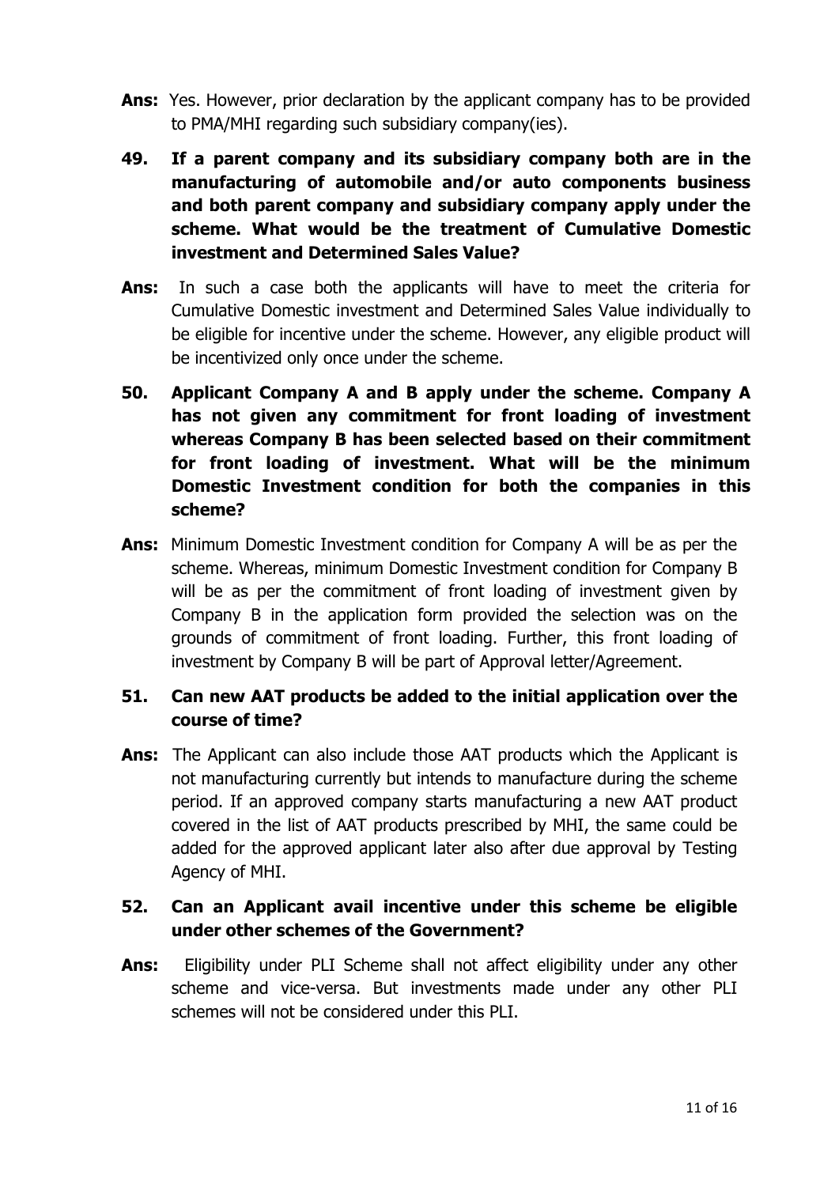**Ans:** Yes. However, prior declaration by the applicant company has to be provided to PMA/MHI regarding such subsidiary company(ies).

**49. If a parent company and its subsidiary company both are in the manufacturing of automobile and/or auto components business and both parent company and subsidiary company apply under the scheme. What would be the treatment of Cumulative Domestic investment and Determined Sales Value?**

**Ans:** In such a case both the applicants will have to meet the criteria for Cumulative Domestic investment and Determined Sales Value individually to be eligible for incentive under the scheme. However, any eligible product will be incentivized only once under the scheme.

**50. Applicant Company A and B apply under the scheme. Company A has not given any commitment for front loading of investment whereas Company B has been selected based on their commitment for front loading of investment. What will be the minimum Domestic Investment condition for both the companies in this scheme?**

**Ans:** Minimum Domestic Investment condition for Company A will be as per the scheme. Whereas, minimum Domestic Investment condition for Company B will be as per the commitment of front loading of investment given by Company B in the application form provided the selection was on the grounds of commitment of front loading. Further, this front loading of investment by Company B will be part of Approval letter/Agreement.

**51. Can new AAT products be added to the initial application over the course of time?**

**Ans:** The Applicant can also include those AAT products which the Applicant is not manufacturing currently but intends to manufacture during the scheme period. If an approved company starts manufacturing a new AAT product covered in the list of AAT products prescribed by MHI, the same could be added for the approved applicant later also after due approval by Testing Agency of MHI.

**52. Can an Applicant avail incentive under this scheme be eligible under other schemes of the Government?**

**Ans:** Eligibility under PLI Scheme shall not affect eligibility under any other scheme and vice-versa. But investments made under any other PLI schemes will not be considered under this PLI.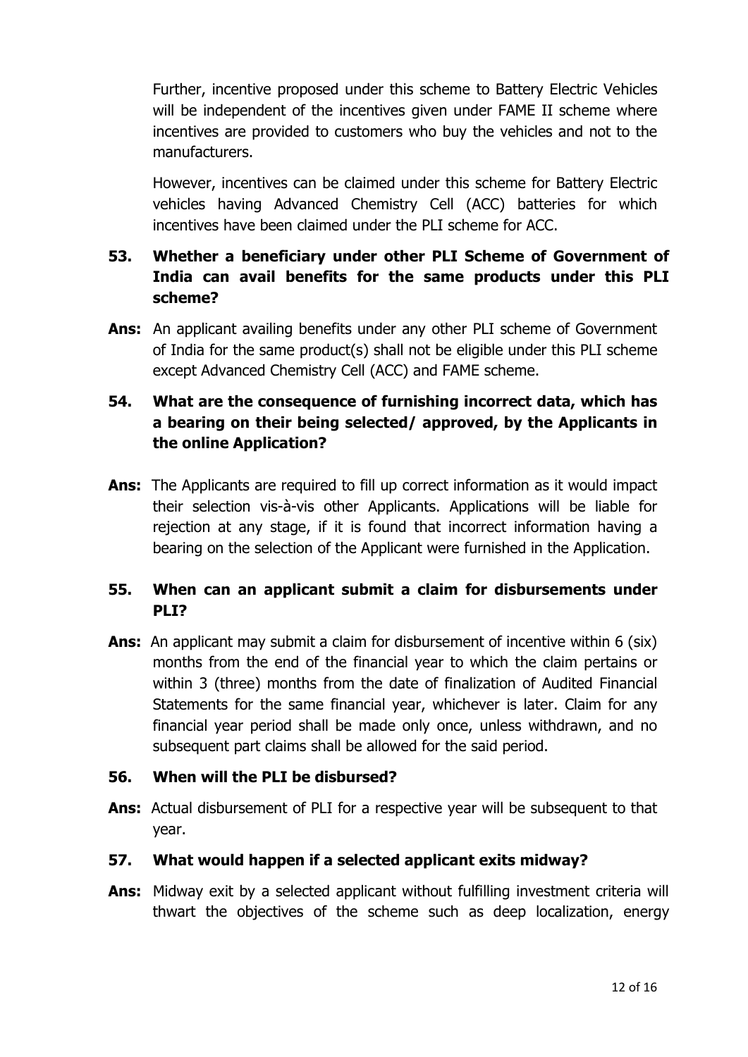Further, incentive proposed under this scheme to Battery Electric Vehicles will be independent of the incentives given under FAME II scheme where incentives are provided to customers who buy the vehicles and not to the manufacturers.

However, incentives can be claimed under this scheme for Battery Electric vehicles having Advanced Chemistry Cell (ACC) batteries for which incentives have been claimed under the PLI scheme for ACC.

**53. Whether a beneficiary under other PLI Scheme of Government of India can avail benefits for the same products under this PLI scheme?**

**Ans:** An applicant availing benefits under any other PLI scheme of Government of India for the same product(s) shall not be eligible under this PLI scheme except Advanced Chemistry Cell (ACC) and FAME scheme.

**54. What are the consequence of furnishing incorrect data, which has a bearing on their being selected/ approved, by the Applicants in the online Application?**

**Ans:** The Applicants are required to fill up correct information as it would impact their selection vis-à-vis other Applicants. Applications will be liable for rejection at any stage, if it is found that incorrect information having a bearing on the selection of the Applicant were furnished in the Application.

**55. When can an applicant submit a claim for disbursements under PLI?**

**Ans:** An applicant may submit a claim for disbursement of incentive within 6 (six) months from the end of the financial year to which the claim pertains or within 3 (three) months from the date of finalization of Audited Financial Statements for the same financial year, whichever is later. Claim for any financial year period shall be made only once, unless withdrawn, and no subsequent part claims shall be allowed for the said period.

**56. When will the PLI be disbursed?**

**Ans:** Actual disbursement of PLI for a respective year will be subsequent to that year.

**57. What would happen if a selected applicant exits midway?**

**Ans:** Midway exit by a selected applicant without fulfilling investment criteria will thwart the objectives of the scheme such as deep localization, energy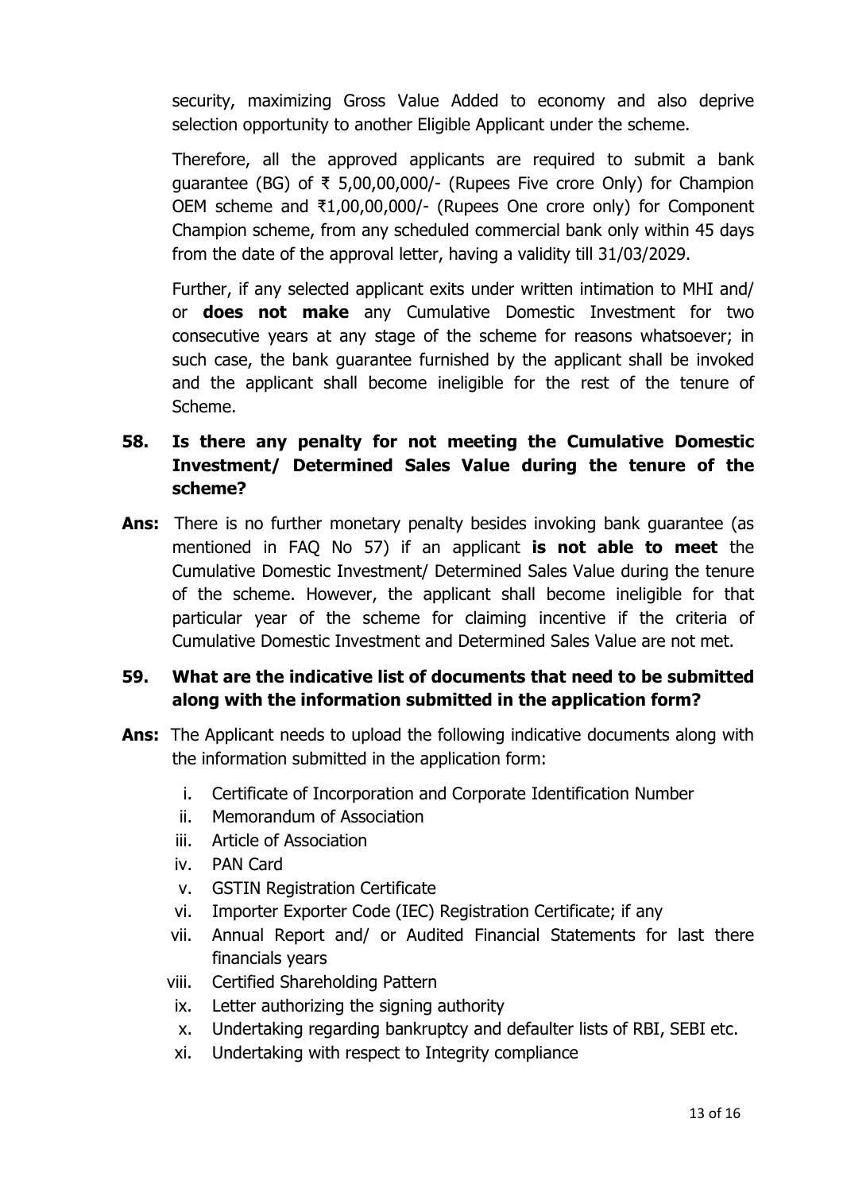security, maximizing Gross Value Added to economy and also deprive selection opportunity to another Eligible Applicant under the scheme.

Therefore, all the approved applicants are required to submit a bank guarantee (BG) of ₹ 5,00,00,000/- (Rupees Five crore Only) for Champion OEM scheme and ₹1,00,00,000/- (Rupees One crore only) for Component Champion scheme, from any scheduled commercial bank only within 45 days from the date of the approval letter, having a validity till 31/03/2029.

Further, if any selected applicant exits under written intimation to MHI and/ or **does not make** any Cumulative Domestic Investment for two consecutive years at any stage of the scheme for reasons whatsoever; in such case, the bank guarantee furnished by the applicant shall be invoked and the applicant shall become ineligible for the rest of the tenure of Scheme.

**58. Is there any penalty for not meeting the Cumulative Domestic Investment/ Determined Sales Value during the tenure of the scheme?**

**Ans:** There is no further monetary penalty besides invoking bank guarantee (as mentioned in FAQ No 57) if an applicant **is not able to meet** the Cumulative Domestic Investment/ Determined Sales Value during the tenure of the scheme. However, the applicant shall become ineligible for that particular year of the scheme for claiming incentive if the criteria of Cumulative Domestic Investment and Determined Sales Value are not met.

**59. What are the indicative list of documents that need to be submitted along with the information submitted in the application form?**

**Ans:** The Applicant needs to upload the following indicative documents along with the information submitted in the application form:

i. Certificate of Incorporation and Corporate Identification Number
ii. Memorandum of Association
iii. Article of Association
iv. PAN Card
v. GSTIN Registration Certificate
vi. Importer Exporter Code (IEC) Registration Certificate; if any
vii. Annual Report and/ or Audited Financial Statements for last there financials years
viii. Certified Shareholding Pattern
ix. Letter authorizing the signing authority
x. Undertaking regarding bankruptcy and defaulter lists of RBI, SEBI etc.
xi. Undertaking with respect to Integrity compliance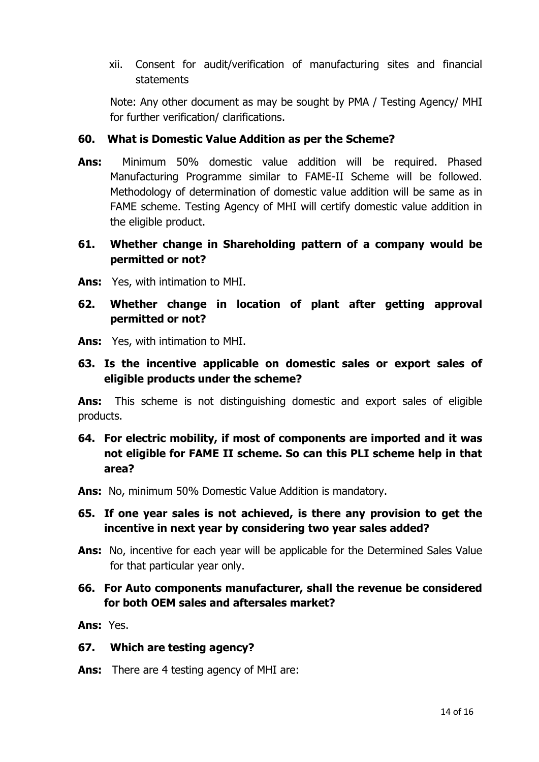xii. Consent for audit/verification of manufacturing sites and financial statements

Note: Any other document as may be sought by PMA / Testing Agency/ MHI for further verification/ clarifications.

**60. What is Domestic Value Addition as per the Scheme?**

**Ans:** Minimum 50% domestic value addition will be required. Phased Manufacturing Programme similar to FAME-II Scheme will be followed. Methodology of determination of domestic value addition will be same as in FAME scheme. Testing Agency of MHI will certify domestic value addition in the eligible product.

**61. Whether change in Shareholding pattern of a company would be permitted or not?**

**Ans:** Yes, with intimation to MHI.

**62. Whether change in location of plant after getting approval permitted or not?**

**Ans:** Yes, with intimation to MHI.

**63. Is the incentive applicable on domestic sales or export sales of eligible products under the scheme?**

**Ans:** This scheme is not distinguishing domestic and export sales of eligible products.

**64. For electric mobility, if most of components are imported and it was not eligible for FAME II scheme. So can this PLI scheme help in that area?**

**Ans:** No, minimum 50% Domestic Value Addition is mandatory.

**65. If one year sales is not achieved, is there any provision to get the incentive in next year by considering two year sales added?**

**Ans:** No, incentive for each year will be applicable for the Determined Sales Value for that particular year only.

**66. For Auto components manufacturer, shall the revenue be considered for both OEM sales and aftersales market?**

**Ans:** Yes.

**67. Which are testing agency?**

**Ans:** There are 4 testing agency of MHI are: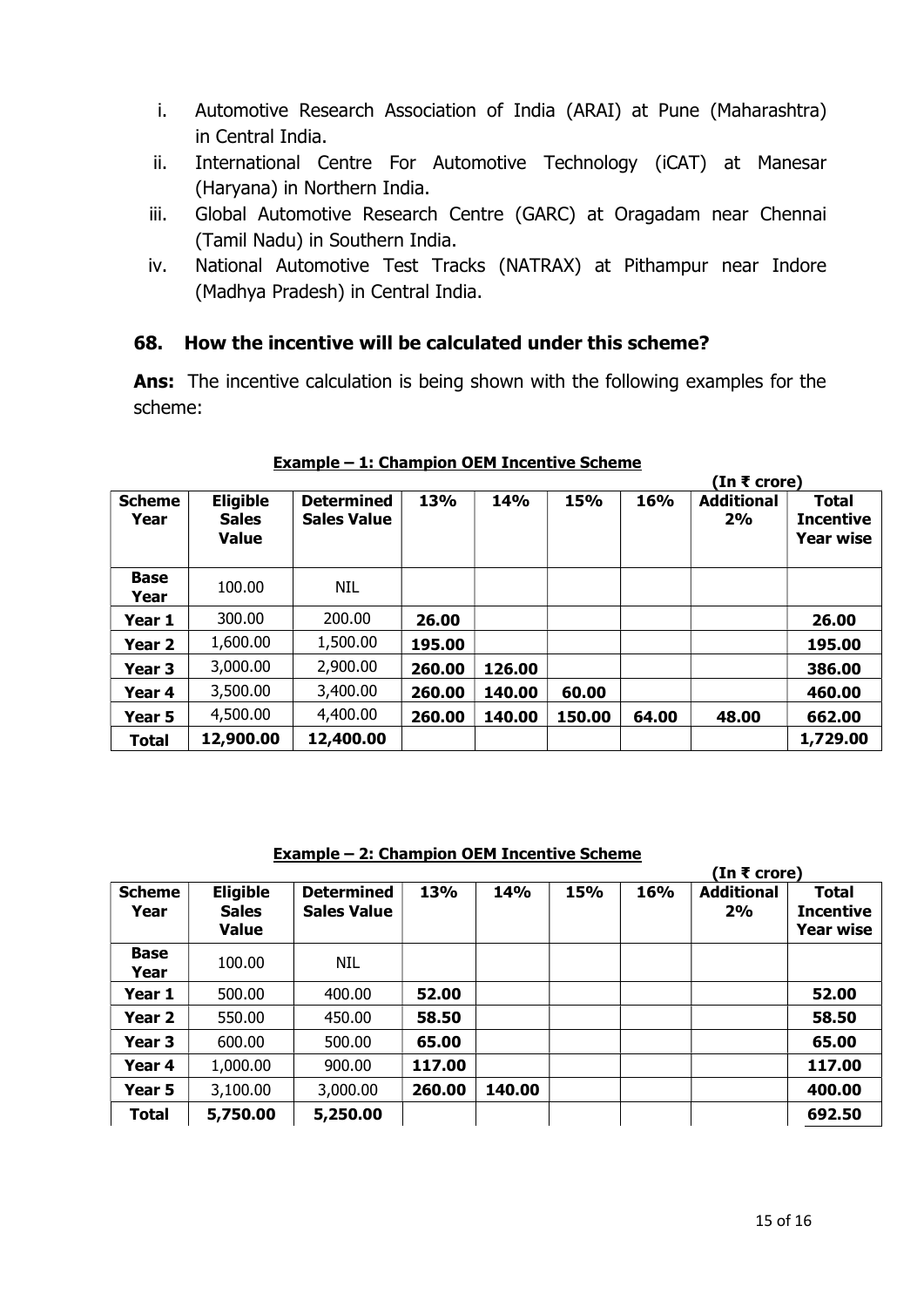i. Automotive Research Association of India (ARAI) at Pune (Maharashtra) in Central India.
ii. International Centre For Automotive Technology (iCAT) at Manesar (Haryana) in Northern India.
iii. Global Automotive Research Centre (GARC) at Oragadam near Chennai (Tamil Nadu) in Southern India.
iv. National Automotive Test Tracks (NATRAX) at Pithampur near Indore (Madhya Pradesh) in Central India.

### 68. How the incentive will be calculated under this scheme?

**Ans:** The incentive calculation is being shown with the following examples for the scheme:

**Example – 1: Champion OEM Incentive Scheme**

(In ₹ crore)

| Scheme Year | Eligible Sales Value | Determined Sales Value | 13% | 14% | 15% | 16% | Additional 2% | Total Incentive Year wise |
|---|---|---|---|---|---|---|---|---|
| **Base Year** | 100.00 | NIL | | | | | | |
| **Year 1** | 300.00 | 200.00 | **26.00** | | | | | **26.00** |
| **Year 2** | 1,600.00 | 1,500.00 | **195.00** | | | | | **195.00** |
| **Year 3** | 3,000.00 | 2,900.00 | **260.00** | **126.00** | | | | **386.00** |
| **Year 4** | 3,500.00 | 3,400.00 | **260.00** | **140.00** | **60.00** | | | **460.00** |
| **Year 5** | 4,500.00 | 4,400.00 | **260.00** | **140.00** | **150.00** | **64.00** | **48.00** | **662.00** |
| **Total** | **12,900.00** | **12,400.00** | | | | | | **1,729.00** |

**Example – 2: Champion OEM Incentive Scheme**

(In ₹ crore)

| Scheme Year | Eligible Sales Value | Determined Sales Value | 13% | 14% | 15% | 16% | Additional 2% | Total Incentive Year wise |
|---|---|---|---|---|---|---|---|---|
| **Base Year** | 100.00 | NIL | | | | | | |
| **Year 1** | 500.00 | 400.00 | **52.00** | | | | | **52.00** |
| **Year 2** | 550.00 | 450.00 | **58.50** | | | | | **58.50** |
| **Year 3** | 600.00 | 500.00 | **65.00** | | | | | **65.00** |
| **Year 4** | 1,000.00 | 900.00 | **117.00** | | | | | **117.00** |
| **Year 5** | 3,100.00 | 3,000.00 | **260.00** | **140.00** | | | | **400.00** |
| **Total** | **5,750.00** | **5,250.00** | | | | | | **692.50** |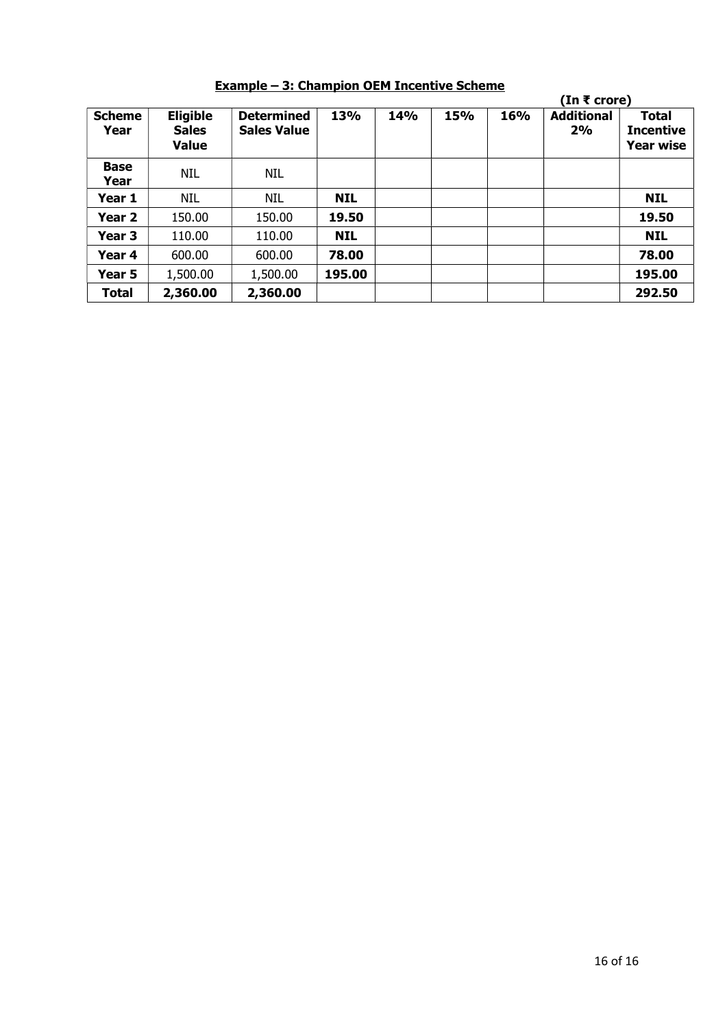**Example – 3: Champion OEM Incentive Scheme**

(In ₹ crore)

| Scheme Year | Eligible Sales Value | Determined Sales Value | 13% | 14% | 15% | 16% | Additional 2% | Total Incentive Year wise |
|---|---|---|---|---|---|---|---|---|
| **Base Year** | NIL | NIL | | | | | | |
| **Year 1** | NIL | NIL | **NIL** | | | | | **NIL** |
| **Year 2** | 150.00 | 150.00 | **19.50** | | | | | **19.50** |
| **Year 3** | 110.00 | 110.00 | **NIL** | | | | | **NIL** |
| **Year 4** | 600.00 | 600.00 | **78.00** | | | | | **78.00** |
| **Year 5** | 1,500.00 | 1,500.00 | **195.00** | | | | | **195.00** |
| **Total** | **2,360.00** | **2,360.00** | | | | | | **292.50** |